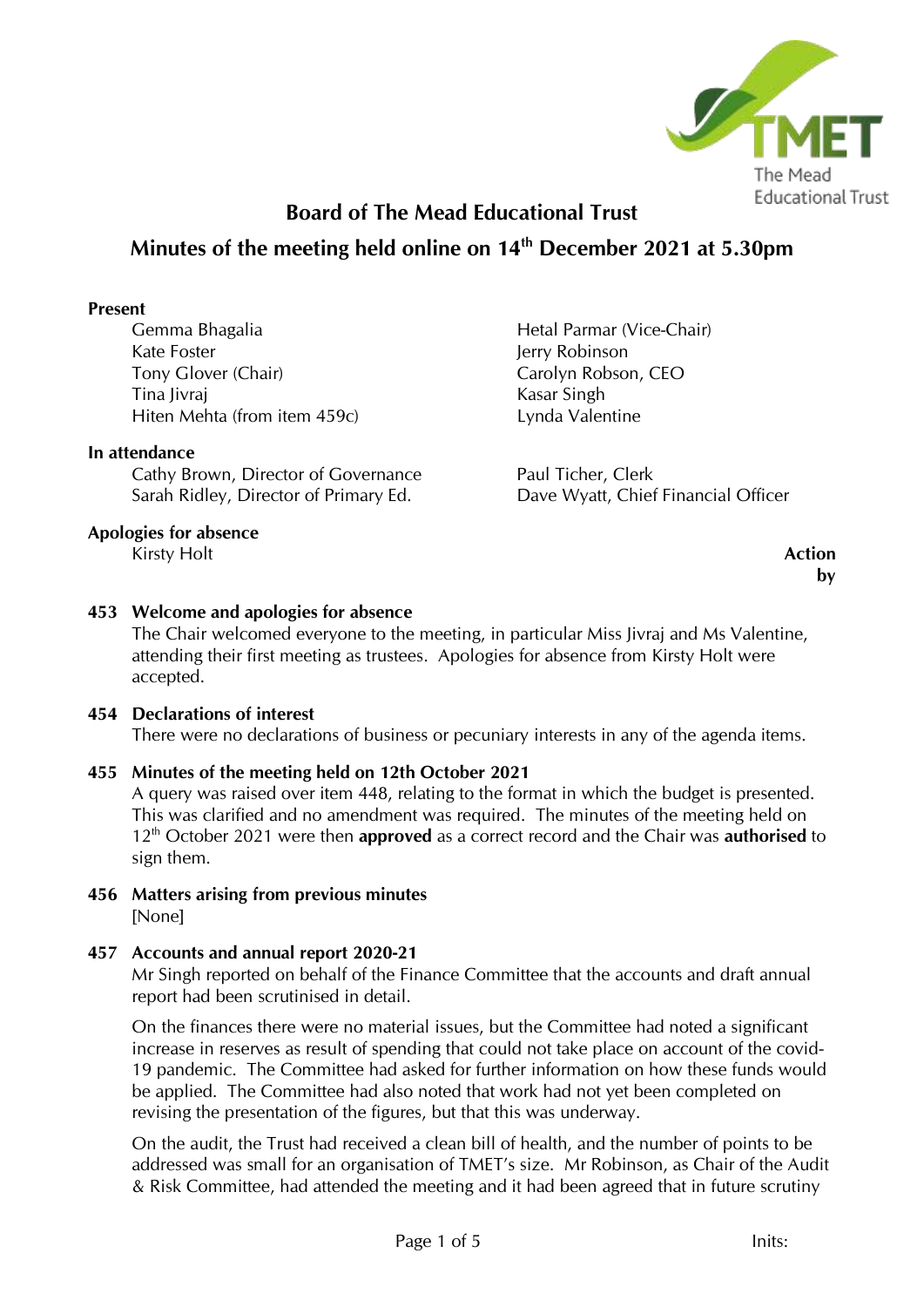# Board of The Mead Educational Trust

## Minutes of the meeting held online on 14th December 2021 at 5.30pm

**Present**

Gemma Bhagalia
Kate Foster
Tony Glover (Chair)
Tina Jivraj
Hiten Mehta (from item 459c)
Hetal Parmar (Vice-Chair)
Jerry Robinson
Carolyn Robson, CEO
Kasar Singh
Lynda Valentine

**In attendance**

Cathy Brown, Director of Governance
Sarah Ridley, Director of Primary Ed.
Paul Ticher, Clerk
Dave Wyatt, Chief Financial Officer

**Apologies for absence**

Kirsty Holt

**Action by**

### 453 Welcome and apologies for absence

The Chair welcomed everyone to the meeting, in particular Miss Jivraj and Ms Valentine, attending their first meeting as trustees. Apologies for absence from Kirsty Holt were accepted.

### 454 Declarations of interest

There were no declarations of business or pecuniary interests in any of the agenda items.

### 455 Minutes of the meeting held on 12th October 2021

A query was raised over item 448, relating to the format in which the budget is presented. This was clarified and no amendment was required. The minutes of the meeting held on 12th October 2021 were then **approved** as a correct record and the Chair was **authorised** to sign them.

### 456 Matters arising from previous minutes

[None]

### 457 Accounts and annual report 2020-21

Mr Singh reported on behalf of the Finance Committee that the accounts and draft annual report had been scrutinised in detail.

On the finances there were no material issues, but the Committee had noted a significant increase in reserves as result of spending that could not take place on account of the covid-19 pandemic. The Committee had asked for further information on how these funds would be applied. The Committee had also noted that work had not yet been completed on revising the presentation of the figures, but that this was underway.

On the audit, the Trust had received a clean bill of health, and the number of points to be addressed was small for an organisation of TMET's size. Mr Robinson, as Chair of the Audit & Risk Committee, had attended the meeting and it had been agreed that in future scrutiny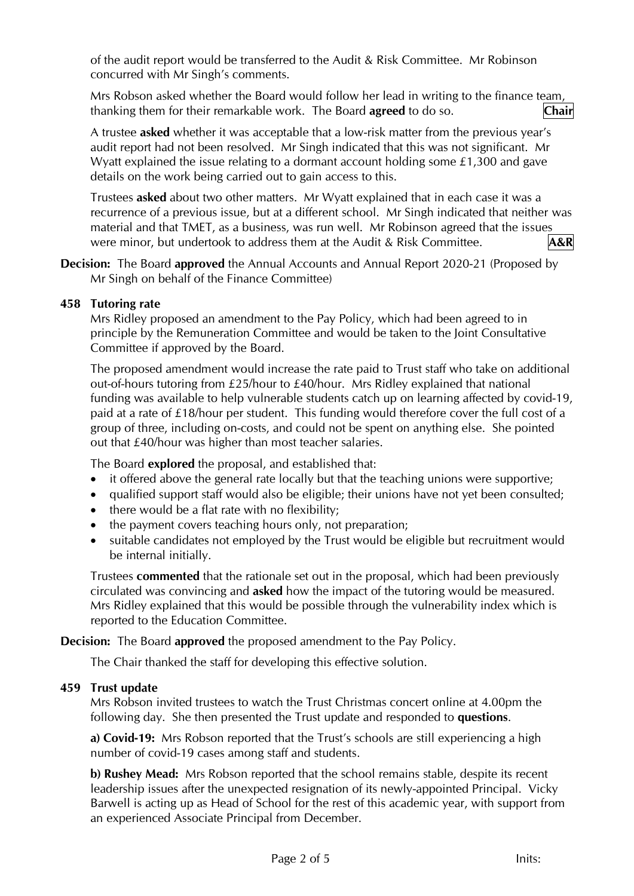of the audit report would be transferred to the Audit & Risk Committee. Mr Robinson concurred with Mr Singh's comments.

Mrs Robson asked whether the Board would follow her lead in writing to the finance team, thanking them for their remarkable work. The Board **agreed** to do so. **Chair**

A trustee **asked** whether it was acceptable that a low-risk matter from the previous year's audit report had not been resolved. Mr Singh indicated that this was not significant. Mr Wyatt explained the issue relating to a dormant account holding some £1,300 and gave details on the work being carried out to gain access to this.

Trustees **asked** about two other matters. Mr Wyatt explained that in each case it was a recurrence of a previous issue, but at a different school. Mr Singh indicated that neither was material and that TMET, as a business, was run well. Mr Robinson agreed that the issues were minor, but undertook to address them at the Audit & Risk Committee. **A&R**

**Decision:** The Board **approved** the Annual Accounts and Annual Report 2020-21 (Proposed by Mr Singh on behalf of the Finance Committee)

### 458 Tutoring rate

Mrs Ridley proposed an amendment to the Pay Policy, which had been agreed to in principle by the Remuneration Committee and would be taken to the Joint Consultative Committee if approved by the Board.

The proposed amendment would increase the rate paid to Trust staff who take on additional out-of-hours tutoring from £25/hour to £40/hour. Mrs Ridley explained that national funding was available to help vulnerable students catch up on learning affected by covid-19, paid at a rate of £18/hour per student. This funding would therefore cover the full cost of a group of three, including on-costs, and could not be spent on anything else. She pointed out that £40/hour was higher than most teacher salaries.

The Board **explored** the proposal, and established that:

- it offered above the general rate locally but that the teaching unions were supportive;
- qualified support staff would also be eligible; their unions have not yet been consulted;
- there would be a flat rate with no flexibility;
- the payment covers teaching hours only, not preparation;
- suitable candidates not employed by the Trust would be eligible but recruitment would be internal initially.

Trustees **commented** that the rationale set out in the proposal, which had been previously circulated was convincing and **asked** how the impact of the tutoring would be measured. Mrs Ridley explained that this would be possible through the vulnerability index which is reported to the Education Committee.

**Decision:** The Board **approved** the proposed amendment to the Pay Policy.

The Chair thanked the staff for developing this effective solution.

### 459 Trust update

Mrs Robson invited trustees to watch the Trust Christmas concert online at 4.00pm the following day. She then presented the Trust update and responded to **questions**.

**a) Covid-19:** Mrs Robson reported that the Trust's schools are still experiencing a high number of covid-19 cases among staff and students.

**b) Rushey Mead:** Mrs Robson reported that the school remains stable, despite its recent leadership issues after the unexpected resignation of its newly-appointed Principal. Vicky Barwell is acting up as Head of School for the rest of this academic year, with support from an experienced Associate Principal from December.

Inits: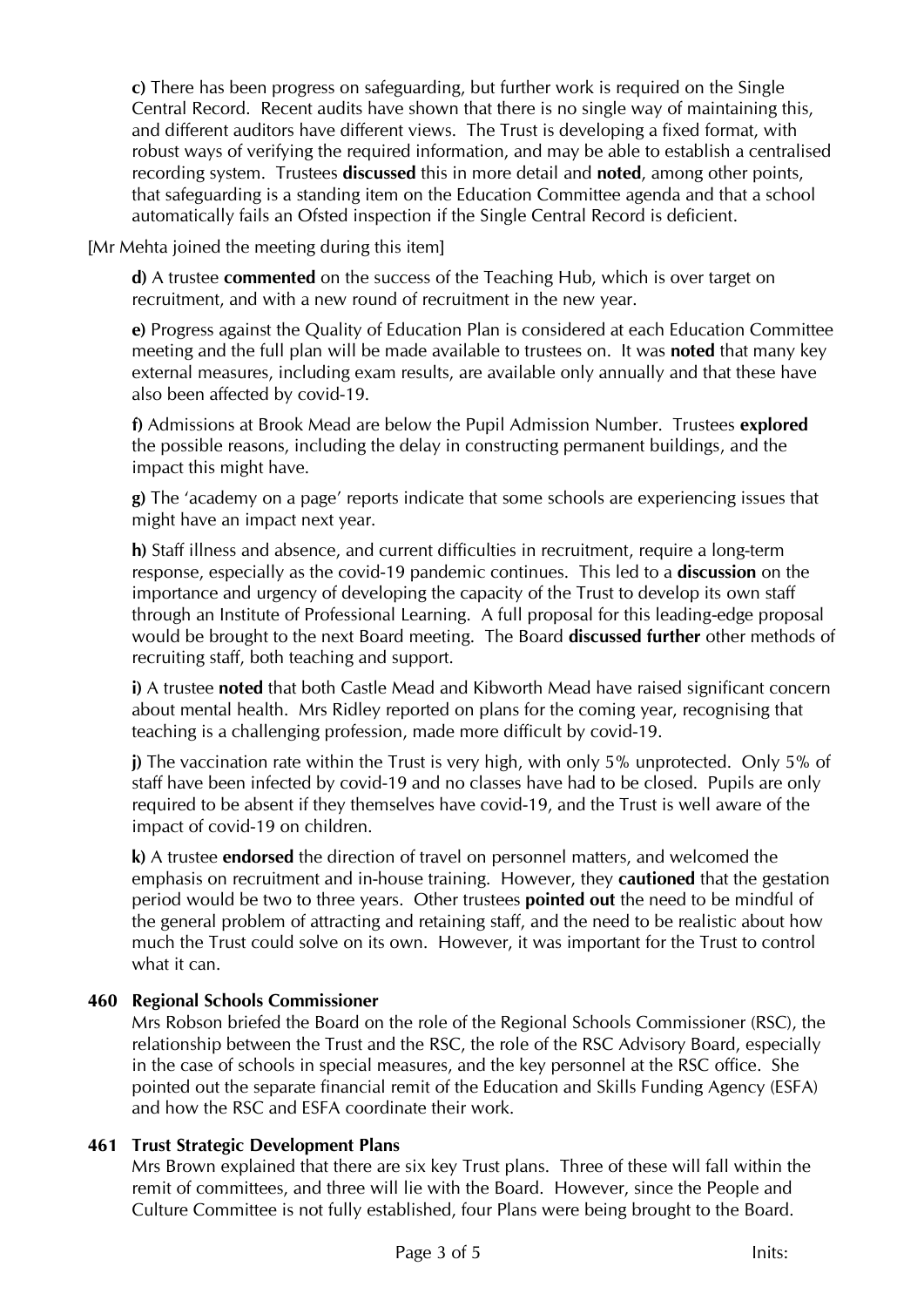**c)** There has been progress on safeguarding, but further work is required on the Single Central Record. Recent audits have shown that there is no single way of maintaining this, and different auditors have different views. The Trust is developing a fixed format, with robust ways of verifying the required information, and may be able to establish a centralised recording system. Trustees **discussed** this in more detail and **noted**, among other points, that safeguarding is a standing item on the Education Committee agenda and that a school automatically fails an Ofsted inspection if the Single Central Record is deficient.

[Mr Mehta joined the meeting during this item]

**d)** A trustee **commented** on the success of the Teaching Hub, which is over target on recruitment, and with a new round of recruitment in the new year.

**e)** Progress against the Quality of Education Plan is considered at each Education Committee meeting and the full plan will be made available to trustees on. It was **noted** that many key external measures, including exam results, are available only annually and that these have also been affected by covid-19.

**f)** Admissions at Brook Mead are below the Pupil Admission Number. Trustees **explored** the possible reasons, including the delay in constructing permanent buildings, and the impact this might have.

**g)** The 'academy on a page' reports indicate that some schools are experiencing issues that might have an impact next year.

**h)** Staff illness and absence, and current difficulties in recruitment, require a long-term response, especially as the covid-19 pandemic continues. This led to a **discussion** on the importance and urgency of developing the capacity of the Trust to develop its own staff through an Institute of Professional Learning. A full proposal for this leading-edge proposal would be brought to the next Board meeting. The Board **discussed further** other methods of recruiting staff, both teaching and support.

**i)** A trustee **noted** that both Castle Mead and Kibworth Mead have raised significant concern about mental health. Mrs Ridley reported on plans for the coming year, recognising that teaching is a challenging profession, made more difficult by covid-19.

**j)** The vaccination rate within the Trust is very high, with only 5% unprotected. Only 5% of staff have been infected by covid-19 and no classes have had to be closed. Pupils are only required to be absent if they themselves have covid-19, and the Trust is well aware of the impact of covid-19 on children.

**k)** A trustee **endorsed** the direction of travel on personnel matters, and welcomed the emphasis on recruitment and in-house training. However, they **cautioned** that the gestation period would be two to three years. Other trustees **pointed out** the need to be mindful of the general problem of attracting and retaining staff, and the need to be realistic about how much the Trust could solve on its own. However, it was important for the Trust to control what it can.

**460 Regional Schools Commissioner**

Mrs Robson briefed the Board on the role of the Regional Schools Commissioner (RSC), the relationship between the Trust and the RSC, the role of the RSC Advisory Board, especially in the case of schools in special measures, and the key personnel at the RSC office. She pointed out the separate financial remit of the Education and Skills Funding Agency (ESFA) and how the RSC and ESFA coordinate their work.

**461 Trust Strategic Development Plans**

Mrs Brown explained that there are six key Trust plans. Three of these will fall within the remit of committees, and three will lie with the Board. However, since the People and Culture Committee is not fully established, four Plans were being brought to the Board.

Inits: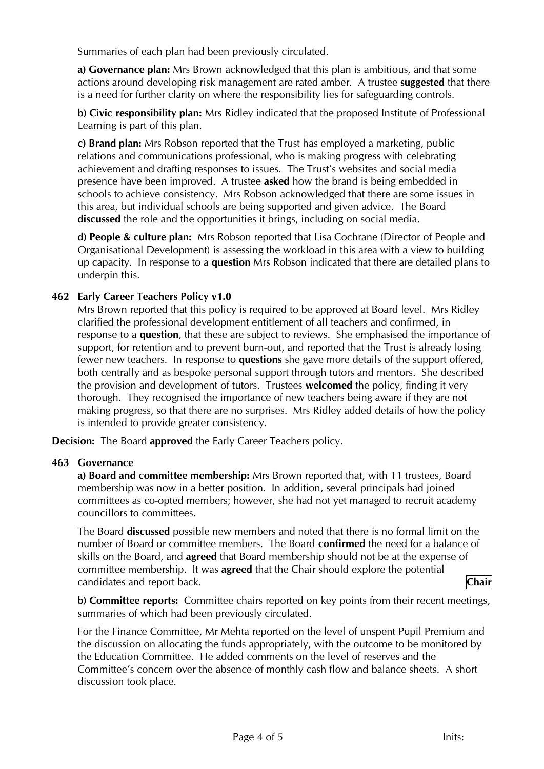Summaries of each plan had been previously circulated.

**a) Governance plan:** Mrs Brown acknowledged that this plan is ambitious, and that some actions around developing risk management are rated amber. A trustee **suggested** that there is a need for further clarity on where the responsibility lies for safeguarding controls.

**b) Civic responsibility plan:** Mrs Ridley indicated that the proposed Institute of Professional Learning is part of this plan.

**c) Brand plan:** Mrs Robson reported that the Trust has employed a marketing, public relations and communications professional, who is making progress with celebrating achievement and drafting responses to issues. The Trust's websites and social media presence have been improved. A trustee **asked** how the brand is being embedded in schools to achieve consistency. Mrs Robson acknowledged that there are some issues in this area, but individual schools are being supported and given advice. The Board **discussed** the role and the opportunities it brings, including on social media.

**d) People & culture plan:** Mrs Robson reported that Lisa Cochrane (Director of People and Organisational Development) is assessing the workload in this area with a view to building up capacity. In response to a **question** Mrs Robson indicated that there are detailed plans to underpin this.

### 462 Early Career Teachers Policy v1.0

Mrs Brown reported that this policy is required to be approved at Board level. Mrs Ridley clarified the professional development entitlement of all teachers and confirmed, in response to a **question**, that these are subject to reviews. She emphasised the importance of support, for retention and to prevent burn-out, and reported that the Trust is already losing fewer new teachers. In response to **questions** she gave more details of the support offered, both centrally and as bespoke personal support through tutors and mentors. She described the provision and development of tutors. Trustees **welcomed** the policy, finding it very thorough. They recognised the importance of new teachers being aware if they are not making progress, so that there are no surprises. Mrs Ridley added details of how the policy is intended to provide greater consistency.

**Decision:** The Board **approved** the Early Career Teachers policy.

### 463 Governance

**a) Board and committee membership:** Mrs Brown reported that, with 11 trustees, Board membership was now in a better position. In addition, several principals had joined committees as co-opted members; however, she had not yet managed to recruit academy councillors to committees.

The Board **discussed** possible new members and noted that there is no formal limit on the number of Board or committee members. The Board **confirmed** the need for a balance of skills on the Board, and **agreed** that Board membership should not be at the expense of committee membership. It was **agreed** that the Chair should explore the potential candidates and report back. **Chair**

**b) Committee reports:** Committee chairs reported on key points from their recent meetings, summaries of which had been previously circulated.

For the Finance Committee, Mr Mehta reported on the level of unspent Pupil Premium and the discussion on allocating the funds appropriately, with the outcome to be monitored by the Education Committee. He added comments on the level of reserves and the Committee's concern over the absence of monthly cash flow and balance sheets. A short discussion took place.

Inits: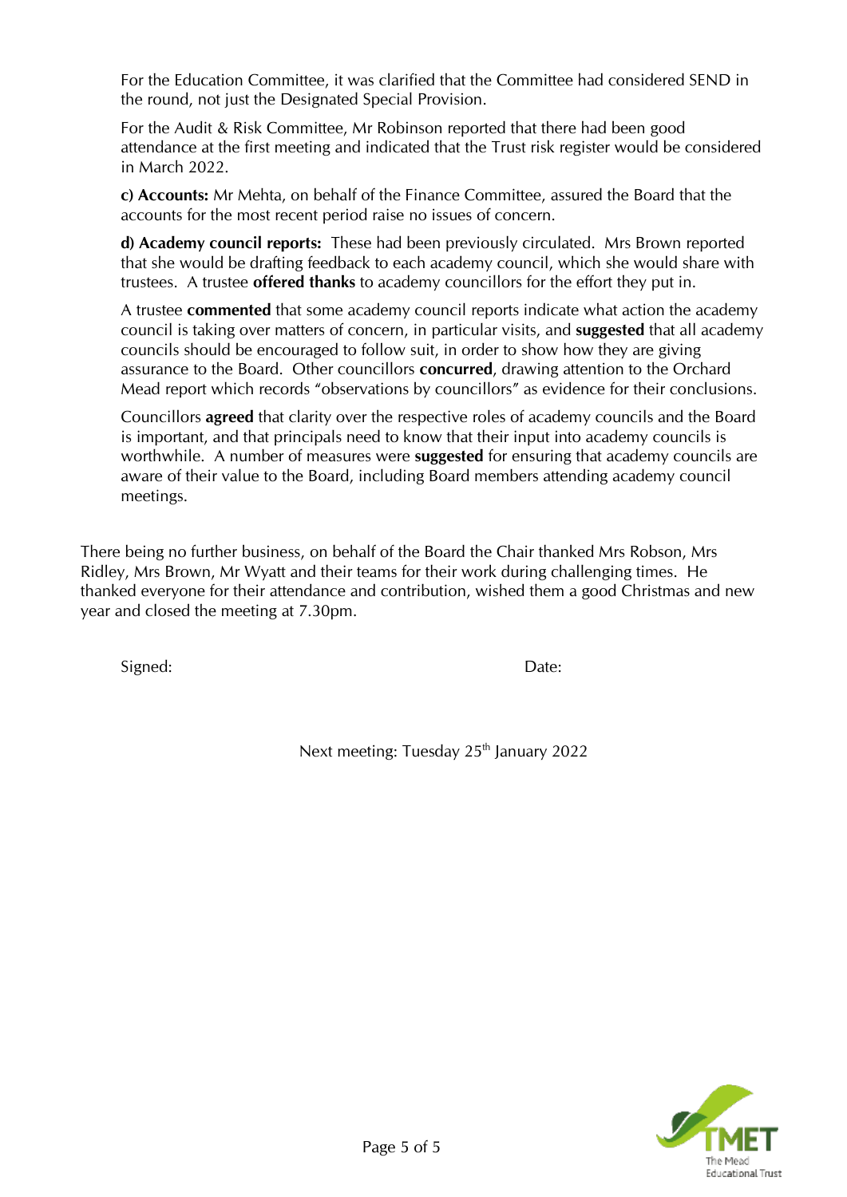For the Education Committee, it was clarified that the Committee had considered SEND in the round, not just the Designated Special Provision.

For the Audit & Risk Committee, Mr Robinson reported that there had been good attendance at the first meeting and indicated that the Trust risk register would be considered in March 2022.

**c) Accounts:** Mr Mehta, on behalf of the Finance Committee, assured the Board that the accounts for the most recent period raise no issues of concern.

**d) Academy council reports:** These had been previously circulated. Mrs Brown reported that she would be drafting feedback to each academy council, which she would share with trustees. A trustee **offered thanks** to academy councillors for the effort they put in.

A trustee **commented** that some academy council reports indicate what action the academy council is taking over matters of concern, in particular visits, and **suggested** that all academy councils should be encouraged to follow suit, in order to show how they are giving assurance to the Board. Other councillors **concurred**, drawing attention to the Orchard Mead report which records "observations by councillors" as evidence for their conclusions.

Councillors **agreed** that clarity over the respective roles of academy councils and the Board is important, and that principals need to know that their input into academy councils is worthwhile. A number of measures were **suggested** for ensuring that academy councils are aware of their value to the Board, including Board members attending academy council meetings.

There being no further business, on behalf of the Board the Chair thanked Mrs Robson, Mrs Ridley, Mrs Brown, Mr Wyatt and their teams for their work during challenging times. He thanked everyone for their attendance and contribution, wished them a good Christmas and new year and closed the meeting at 7.30pm.

Signed: Date:

Next meeting: Tuesday 25th January 2022